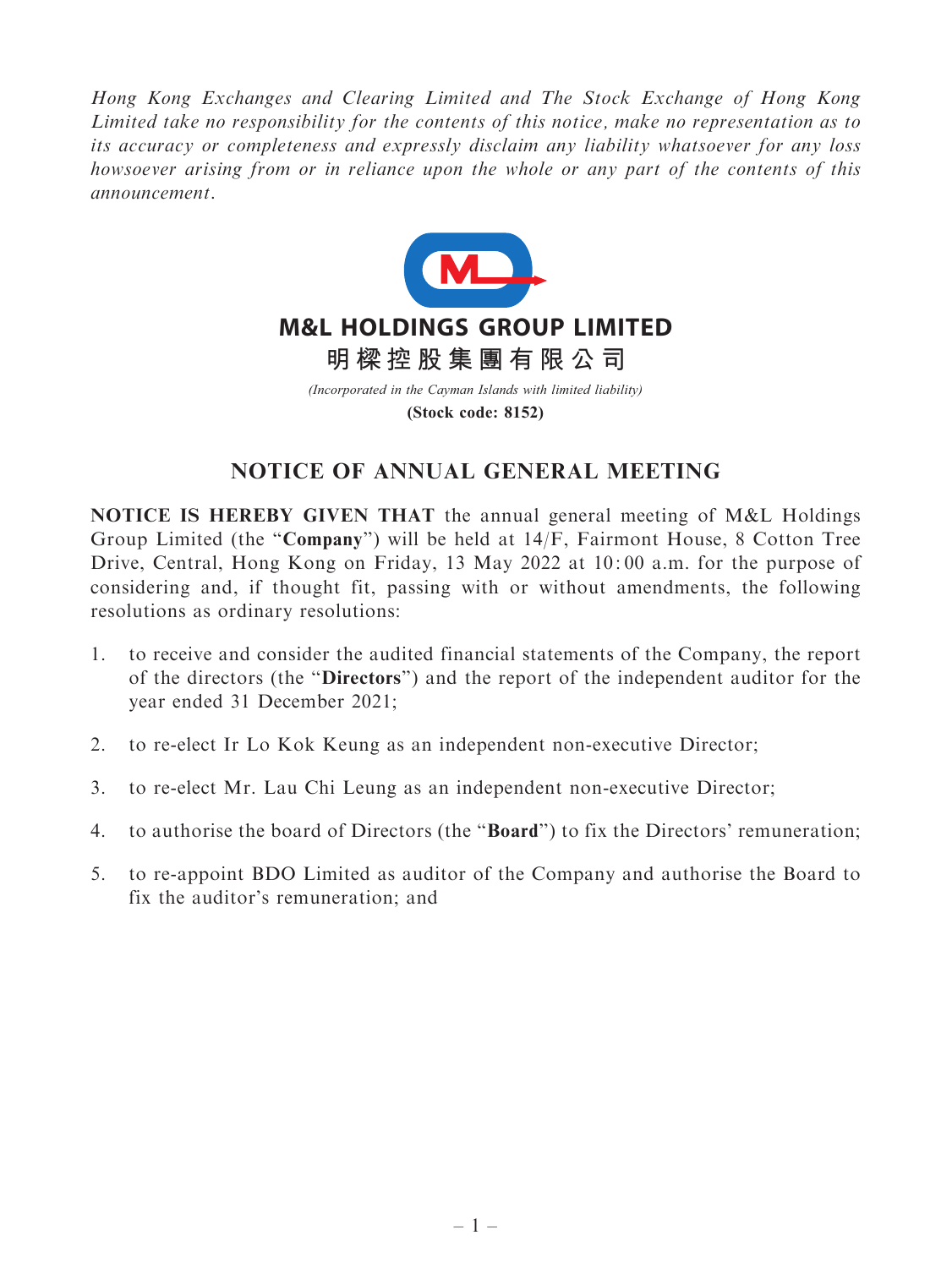*Hong Kong Exchanges and Clearing Limited and The Stock Exchange of Hong Kong Limited take no responsibility for the contents of this notice, make no representation as to its accuracy or completeness and expressly disclaim any liability whatsoever for any loss howsoever arising from or in reliance upon the whole or any part of the contents of this announcement.*

**M&L HOLDINGS GROUP LIMITED**

**明樑控股集團有限公司**

*(Incorporated in the Cayman Islands with limited liability)*

**(Stock code: 8152)**

# NOTICE OF ANNUAL GENERAL MEETING

**NOTICE IS HEREBY GIVEN THAT** the annual general meeting of M&L Holdings Group Limited (the "**Company**") will be held at 14/F, Fairmont House, 8 Cotton Tree Drive, Central, Hong Kong on Friday, 13 May 2022 at 10:00 a.m. for the purpose of considering and, if thought fit, passing with or without amendments, the following resolutions as ordinary resolutions:

1. to receive and consider the audited financial statements of the Company, the report of the directors (the "**Directors**") and the report of the independent auditor for the year ended 31 December 2021;
2. to re-elect Ir Lo Kok Keung as an independent non-executive Director;
3. to re-elect Mr. Lau Chi Leung as an independent non-executive Director;
4. to authorise the board of Directors (the "**Board**") to fix the Directors' remuneration;
5. to re-appoint BDO Limited as auditor of the Company and authorise the Board to fix the auditor's remuneration; and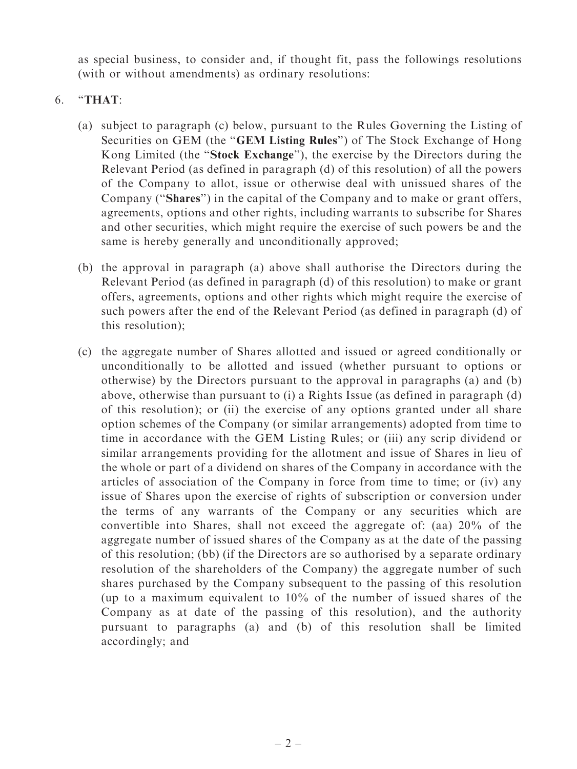as special business, to consider and, if thought fit, pass the followings resolutions (with or without amendments) as ordinary resolutions:

6. "**THAT**:

   (a) subject to paragraph (c) below, pursuant to the Rules Governing the Listing of Securities on GEM (the "**GEM Listing Rules**") of The Stock Exchange of Hong Kong Limited (the "**Stock Exchange**"), the exercise by the Directors during the Relevant Period (as defined in paragraph (d) of this resolution) of all the powers of the Company to allot, issue or otherwise deal with unissued shares of the Company ("**Shares**") in the capital of the Company and to make or grant offers, agreements, options and other rights, including warrants to subscribe for Shares and other securities, which might require the exercise of such powers be and the same is hereby generally and unconditionally approved;

   (b) the approval in paragraph (a) above shall authorise the Directors during the Relevant Period (as defined in paragraph (d) of this resolution) to make or grant offers, agreements, options and other rights which might require the exercise of such powers after the end of the Relevant Period (as defined in paragraph (d) of this resolution);

   (c) the aggregate number of Shares allotted and issued or agreed conditionally or unconditionally to be allotted and issued (whether pursuant to options or otherwise) by the Directors pursuant to the approval in paragraphs (a) and (b) above, otherwise than pursuant to (i) a Rights Issue (as defined in paragraph (d) of this resolution); or (ii) the exercise of any options granted under all share option schemes of the Company (or similar arrangements) adopted from time to time in accordance with the GEM Listing Rules; or (iii) any scrip dividend or similar arrangements providing for the allotment and issue of Shares in lieu of the whole or part of a dividend on shares of the Company in accordance with the articles of association of the Company in force from time to time; or (iv) any issue of Shares upon the exercise of rights of subscription or conversion under the terms of any warrants of the Company or any securities which are convertible into Shares, shall not exceed the aggregate of: (aa) 20% of the aggregate number of issued shares of the Company as at the date of the passing of this resolution; (bb) (if the Directors are so authorised by a separate ordinary resolution of the shareholders of the Company) the aggregate number of such shares purchased by the Company subsequent to the passing of this resolution (up to a maximum equivalent to 10% of the number of issued shares of the Company as at date of the passing of this resolution), and the authority pursuant to paragraphs (a) and (b) of this resolution shall be limited accordingly; and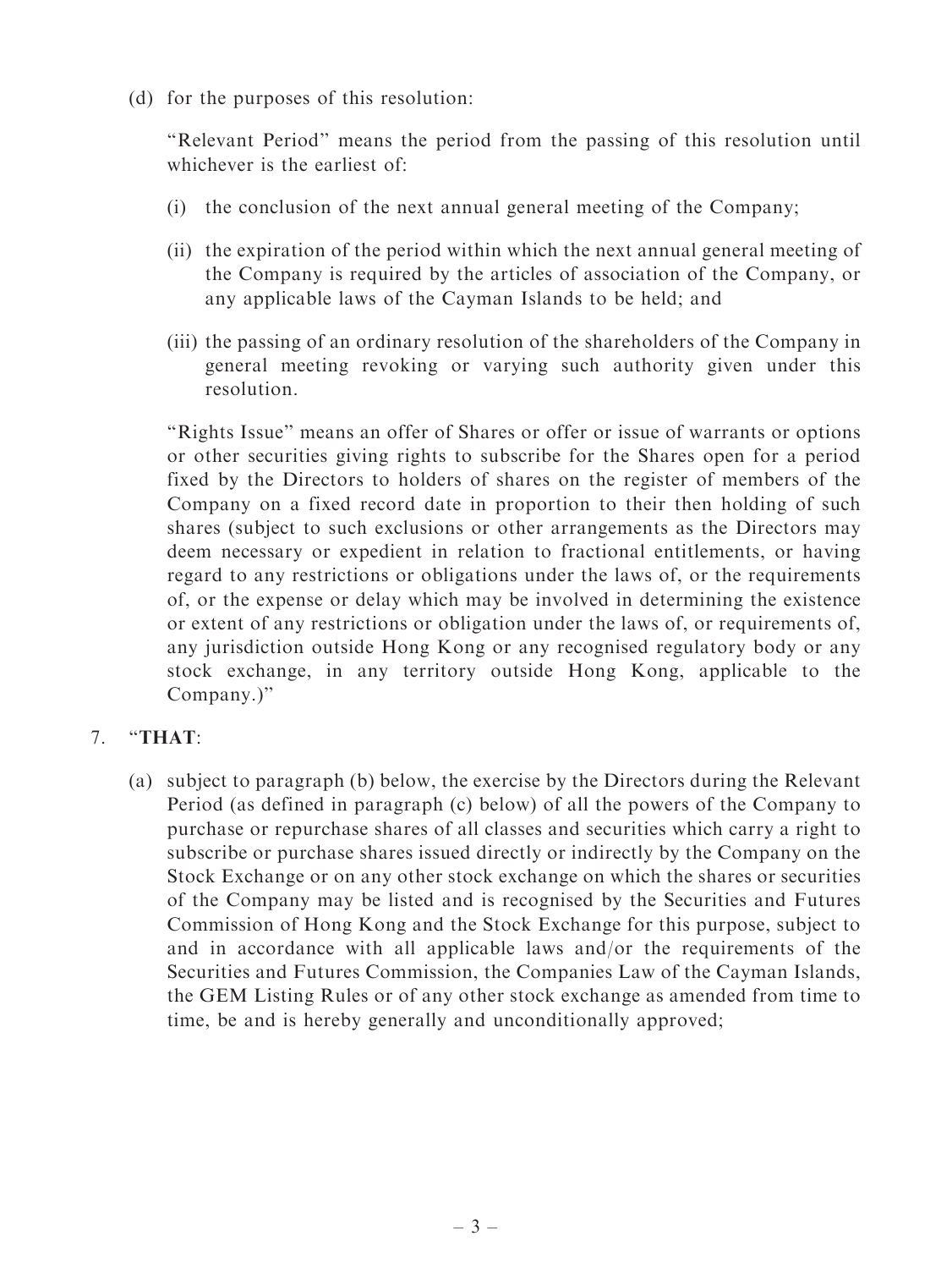(d) for the purposes of this resolution:

"Relevant Period" means the period from the passing of this resolution until whichever is the earliest of:

(i) the conclusion of the next annual general meeting of the Company;

(ii) the expiration of the period within which the next annual general meeting of the Company is required by the articles of association of the Company, or any applicable laws of the Cayman Islands to be held; and

(iii) the passing of an ordinary resolution of the shareholders of the Company in general meeting revoking or varying such authority given under this resolution.

"Rights Issue" means an offer of Shares or offer or issue of warrants or options or other securities giving rights to subscribe for the Shares open for a period fixed by the Directors to holders of shares on the register of members of the Company on a fixed record date in proportion to their then holding of such shares (subject to such exclusions or other arrangements as the Directors may deem necessary or expedient in relation to fractional entitlements, or having regard to any restrictions or obligations under the laws of, or the requirements of, or the expense or delay which may be involved in determining the existence or extent of any restrictions or obligation under the laws of, or requirements of, any jurisdiction outside Hong Kong or any recognised regulatory body or any stock exchange, in any territory outside Hong Kong, applicable to the Company.)"

7. "**THAT**:

(a) subject to paragraph (b) below, the exercise by the Directors during the Relevant Period (as defined in paragraph (c) below) of all the powers of the Company to purchase or repurchase shares of all classes and securities which carry a right to subscribe or purchase shares issued directly or indirectly by the Company on the Stock Exchange or on any other stock exchange on which the shares or securities of the Company may be listed and is recognised by the Securities and Futures Commission of Hong Kong and the Stock Exchange for this purpose, subject to and in accordance with all applicable laws and/or the requirements of the Securities and Futures Commission, the Companies Law of the Cayman Islands, the GEM Listing Rules or of any other stock exchange as amended from time to time, be and is hereby generally and unconditionally approved;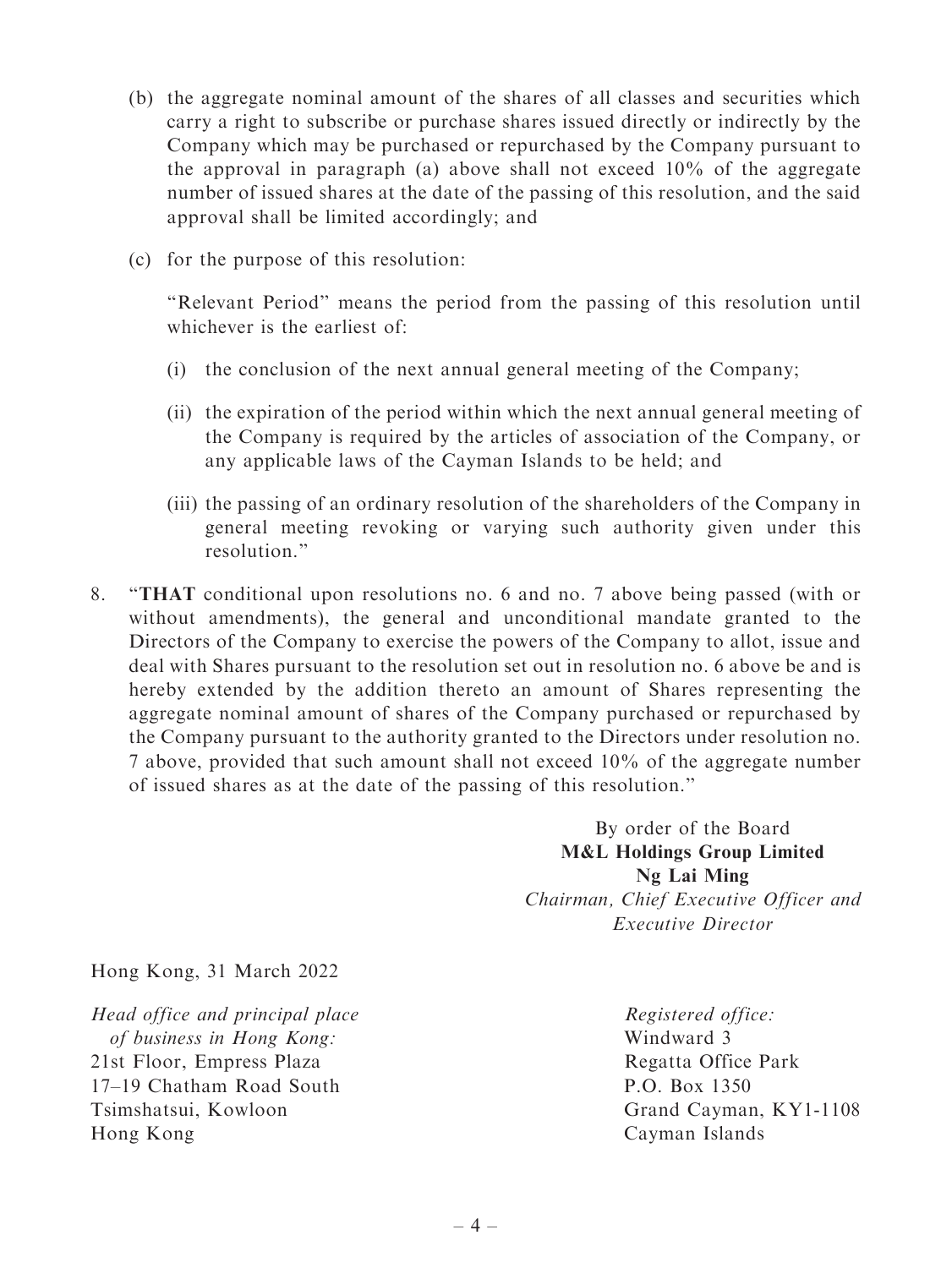(b) the aggregate nominal amount of the shares of all classes and securities which carry a right to subscribe or purchase shares issued directly or indirectly by the Company which may be purchased or repurchased by the Company pursuant to the approval in paragraph (a) above shall not exceed 10% of the aggregate number of issued shares at the date of the passing of this resolution, and the said approval shall be limited accordingly; and

(c) for the purpose of this resolution:

"Relevant Period" means the period from the passing of this resolution until whichever is the earliest of:

(i) the conclusion of the next annual general meeting of the Company;

(ii) the expiration of the period within which the next annual general meeting of the Company is required by the articles of association of the Company, or any applicable laws of the Cayman Islands to be held; and

(iii) the passing of an ordinary resolution of the shareholders of the Company in general meeting revoking or varying such authority given under this resolution."

8. "**THAT** conditional upon resolutions no. 6 and no. 7 above being passed (with or without amendments), the general and unconditional mandate granted to the Directors of the Company to exercise the powers of the Company to allot, issue and deal with Shares pursuant to the resolution set out in resolution no. 6 above be and is hereby extended by the addition thereto an amount of Shares representing the aggregate nominal amount of shares of the Company purchased or repurchased by the Company pursuant to the authority granted to the Directors under resolution no. 7 above, provided that such amount shall not exceed 10% of the aggregate number of issued shares as at the date of the passing of this resolution."

By order of the Board
**M&L Holdings Group Limited**
**Ng Lai Ming**
*Chairman, Chief Executive Officer and Executive Director*

Hong Kong, 31 March 2022

*Head office and principal place of business in Hong Kong:*
21st Floor, Empress Plaza
17–19 Chatham Road South
Tsimshatsui, Kowloon
Hong Kong

*Registered office:*
Windward 3
Regatta Office Park
P.O. Box 1350
Grand Cayman, KY1-1108
Cayman Islands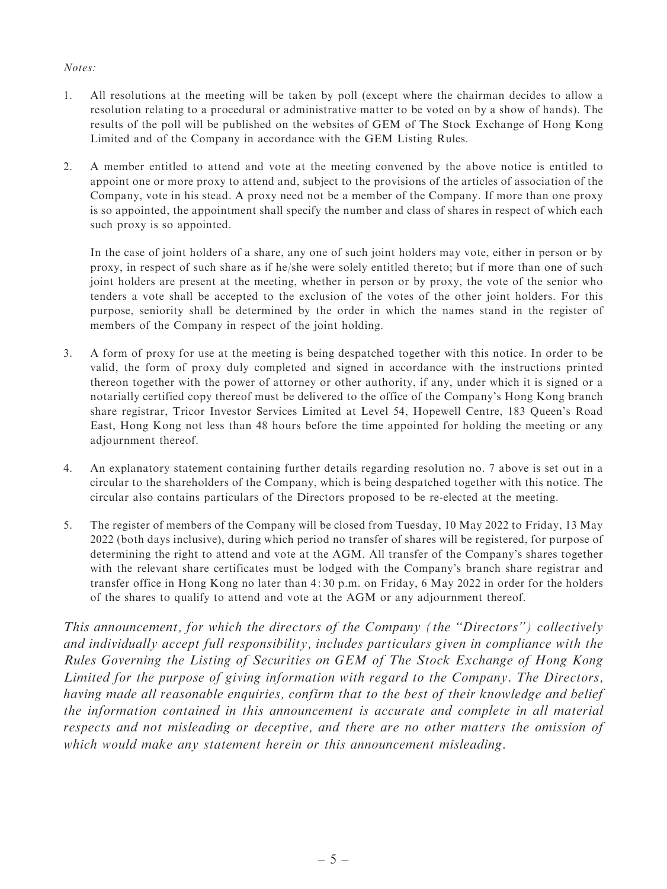*Notes:*

1. All resolutions at the meeting will be taken by poll (except where the chairman decides to allow a resolution relating to a procedural or administrative matter to be voted on by a show of hands). The results of the poll will be published on the websites of GEM of The Stock Exchange of Hong Kong Limited and of the Company in accordance with the GEM Listing Rules.

2. A member entitled to attend and vote at the meeting convened by the above notice is entitled to appoint one or more proxy to attend and, subject to the provisions of the articles of association of the Company, vote in his stead. A proxy need not be a member of the Company. If more than one proxy is so appointed, the appointment shall specify the number and class of shares in respect of which each such proxy is so appointed.

   In the case of joint holders of a share, any one of such joint holders may vote, either in person or by proxy, in respect of such share as if he/she were solely entitled thereto; but if more than one of such joint holders are present at the meeting, whether in person or by proxy, the vote of the senior who tenders a vote shall be accepted to the exclusion of the votes of the other joint holders. For this purpose, seniority shall be determined by the order in which the names stand in the register of members of the Company in respect of the joint holding.

3. A form of proxy for use at the meeting is being despatched together with this notice. In order to be valid, the form of proxy duly completed and signed in accordance with the instructions printed thereon together with the power of attorney or other authority, if any, under which it is signed or a notarially certified copy thereof must be delivered to the office of the Company's Hong Kong branch share registrar, Tricor Investor Services Limited at Level 54, Hopewell Centre, 183 Queen's Road East, Hong Kong not less than 48 hours before the time appointed for holding the meeting or any adjournment thereof.

4. An explanatory statement containing further details regarding resolution no. 7 above is set out in a circular to the shareholders of the Company, which is being despatched together with this notice. The circular also contains particulars of the Directors proposed to be re-elected at the meeting.

5. The register of members of the Company will be closed from Tuesday, 10 May 2022 to Friday, 13 May 2022 (both days inclusive), during which period no transfer of shares will be registered, for purpose of determining the right to attend and vote at the AGM. All transfer of the Company's shares together with the relevant share certificates must be lodged with the Company's branch share registrar and transfer office in Hong Kong no later than 4:30 p.m. on Friday, 6 May 2022 in order for the holders of the shares to qualify to attend and vote at the AGM or any adjournment thereof.

*This announcement, for which the directors of the Company (the "Directors") collectively and individually accept full responsibility, includes particulars given in compliance with the Rules Governing the Listing of Securities on GEM of The Stock Exchange of Hong Kong Limited for the purpose of giving information with regard to the Company. The Directors, having made all reasonable enquiries, confirm that to the best of their knowledge and belief the information contained in this announcement is accurate and complete in all material respects and not misleading or deceptive, and there are no other matters the omission of which would make any statement herein or this announcement misleading.*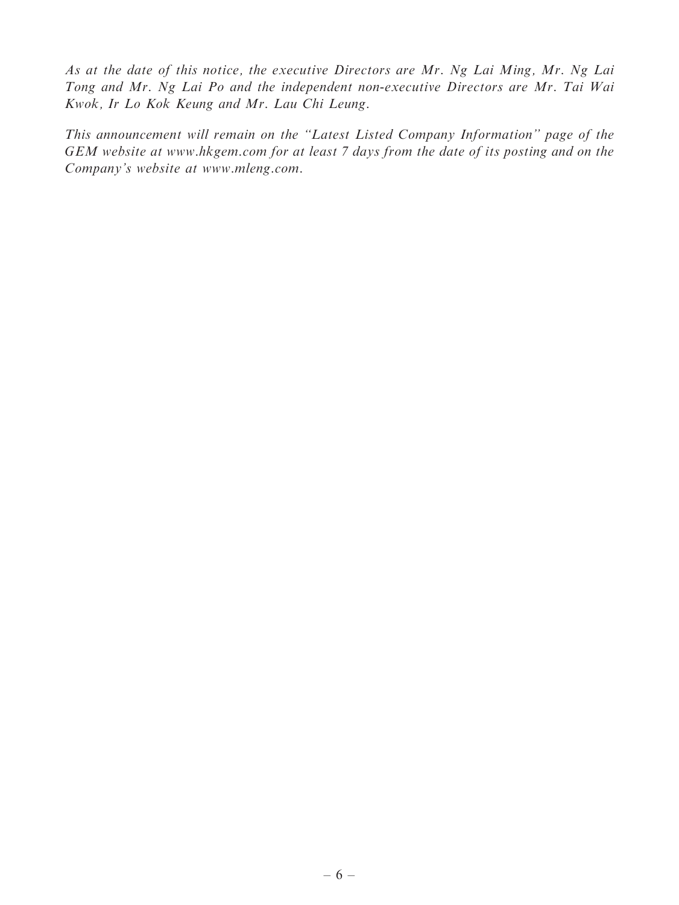*As at the date of this notice, the executive Directors are Mr. Ng Lai Ming, Mr. Ng Lai Tong and Mr. Ng Lai Po and the independent non-executive Directors are Mr. Tai Wai Kwok, Ir Lo Kok Keung and Mr. Lau Chi Leung.*

*This announcement will remain on the "Latest Listed Company Information" page of the GEM website at www.hkgem.com for at least 7 days from the date of its posting and on the Company's website at www.mleng.com.*